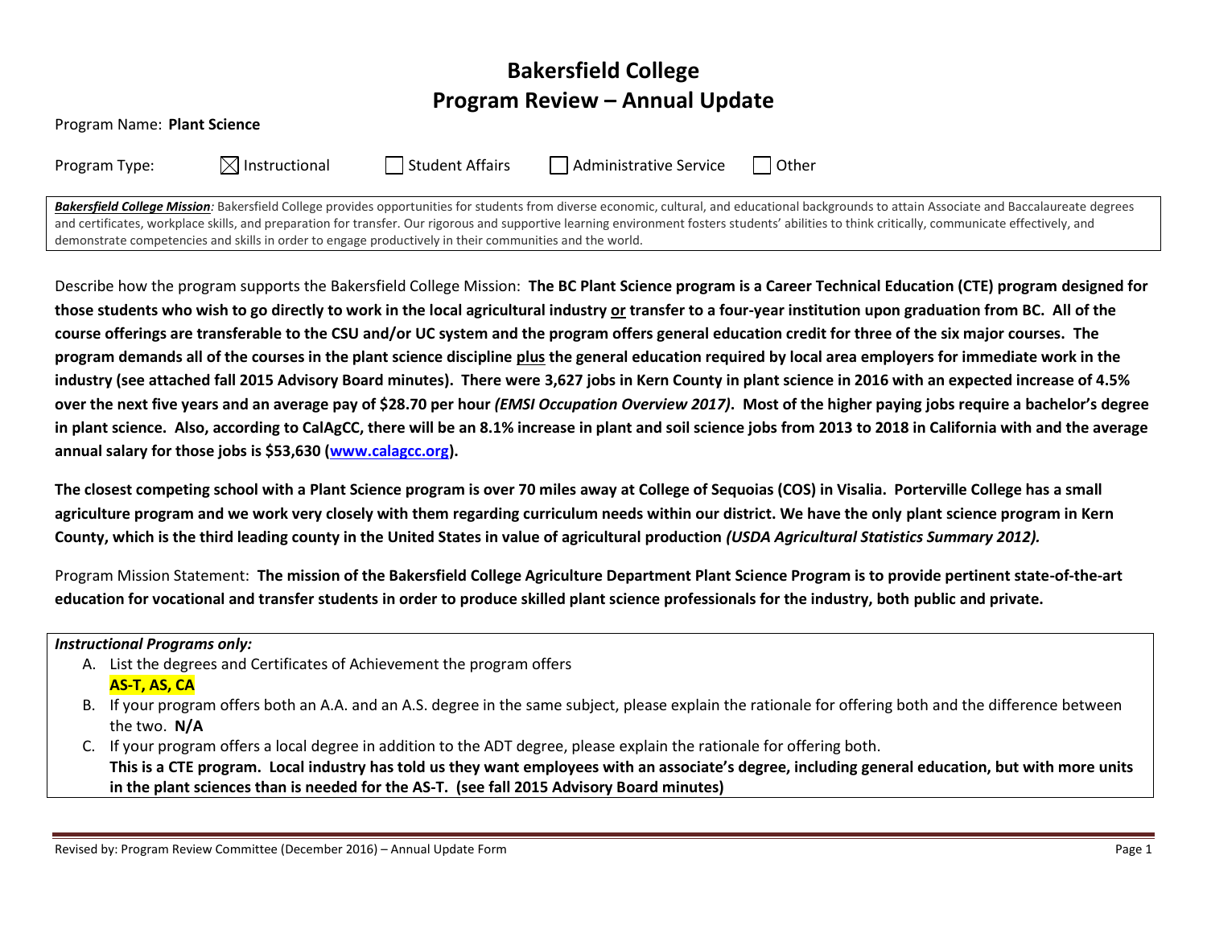# Bakersfield College
# Program Review – Annual Update

Program Name: **Plant Science**

Program Type: ☒ Instructional ☐ Student Affairs ☐ Administrative Service ☐ Other

***Bakersfield College Mission****:* Bakersfield College provides opportunities for students from diverse economic, cultural, and educational backgrounds to attain Associate and Baccalaureate degrees and certificates, workplace skills, and preparation for transfer. Our rigorous and supportive learning environment fosters students' abilities to think critically, communicate effectively, and demonstrate competencies and skills in order to engage productively in their communities and the world.

Describe how the program supports the Bakersfield College Mission: **The BC Plant Science program is a Career Technical Education (CTE) program designed for those students who wish to go directly to work in the local agricultural industry or transfer to a four-year institution upon graduation from BC. All of the course offerings are transferable to the CSU and/or UC system and the program offers general education credit for three of the six major courses. The program demands all of the courses in the plant science discipline plus the general education required by local area employers for immediate work in the industry (see attached fall 2015 Advisory Board minutes). There were 3,627 jobs in Kern County in plant science in 2016 with an expected increase of 4.5% over the next five years and an average pay of $28.70 per hour *(EMSI Occupation Overview 2017)*. Most of the higher paying jobs require a bachelor's degree in plant science. Also, according to CalAgCC, there will be an 8.1% increase in plant and soil science jobs from 2013 to 2018 in California with and the average annual salary for those jobs is $53,630 (www.calagcc.org).**

**The closest competing school with a Plant Science program is over 70 miles away at College of Sequoias (COS) in Visalia. Porterville College has a small agriculture program and we work very closely with them regarding curriculum needs within our district. We have the only plant science program in Kern County, which is the third leading county in the United States in value of agricultural production *(USDA Agricultural Statistics Summary 2012).***

Program Mission Statement: **The mission of the Bakersfield College Agriculture Department Plant Science Program is to provide pertinent state-of-the-art education for vocational and transfer students in order to produce skilled plant science professionals for the industry, both public and private.**

***Instructional Programs only:***

A. List the degrees and Certificates of Achievement the program offers
   **AS-T, AS, CA**
B. If your program offers both an A.A. and an A.S. degree in the same subject, please explain the rationale for offering both and the difference between the two. **N/A**
C. If your program offers a local degree in addition to the ADT degree, please explain the rationale for offering both.
   **This is a CTE program. Local industry has told us they want employees with an associate's degree, including general education, but with more units in the plant sciences than is needed for the AS-T. (see fall 2015 Advisory Board minutes)**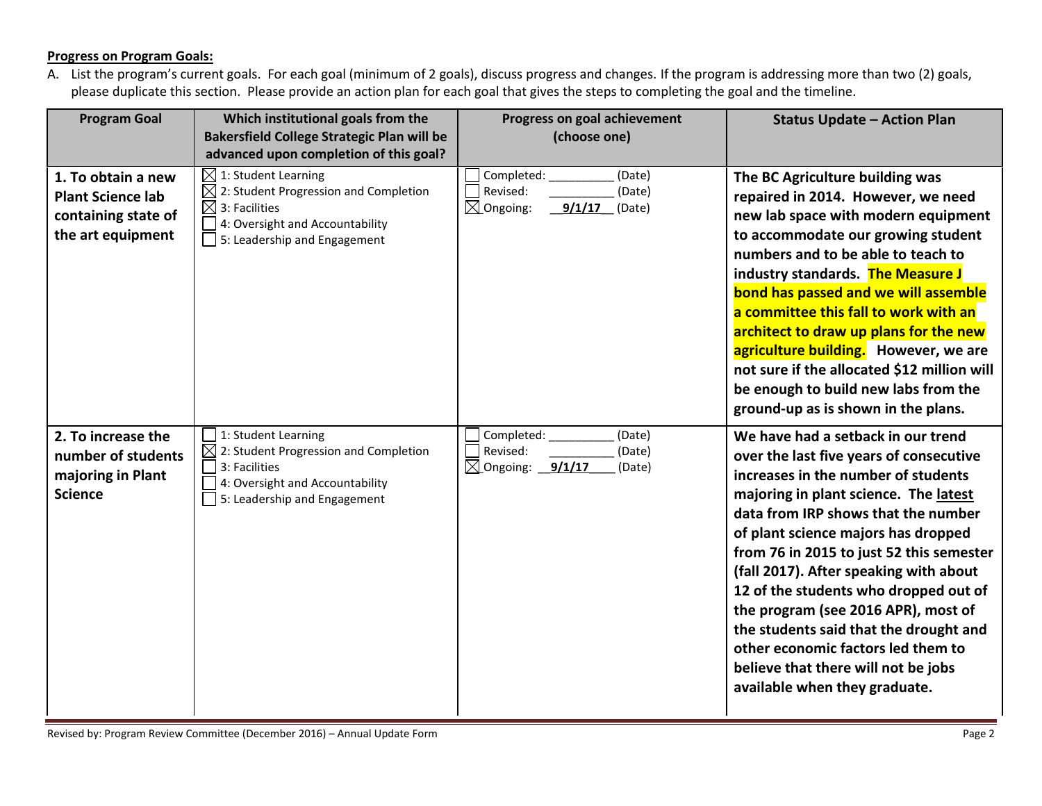**Progress on Program Goals:**

A. List the program's current goals. For each goal (minimum of 2 goals), discuss progress and changes. If the program is addressing more than two (2) goals, please duplicate this section. Please provide an action plan for each goal that gives the steps to completing the goal and the timeline.

| Program Goal | Which institutional goals from the Bakersfield College Strategic Plan will be advanced upon completion of this goal? | Progress on goal achievement (choose one) | Status Update – Action Plan |
|---|---|---|---|
| **1. To obtain a new Plant Science lab containing state of the art equipment** | ☒ 1: Student Learning<br>☒ 2: Student Progression and Completion<br>☒ 3: Facilities<br>☐ 4: Oversight and Accountability<br>☐ 5: Leadership and Engagement | ☐ Completed: __________ (Date)<br>☐ Revised: __________ (Date)<br>☒ Ongoing: **9/1/17** (Date) | **The BC Agriculture building was repaired in 2014. However, we need new lab space with modern equipment to accommodate our growing student numbers and to be able to teach to industry standards. The Measure J bond has passed and we will assemble a committee this fall to work with an architect to draw up plans for the new agriculture building. However, we are not sure if the allocated $12 million will be enough to build new labs from the ground-up as is shown in the plans.** |
| **2. To increase the number of students majoring in Plant Science** | ☐ 1: Student Learning<br>☒ 2: Student Progression and Completion<br>☐ 3: Facilities<br>☐ 4: Oversight and Accountability<br>☐ 5: Leadership and Engagement | ☐ Completed: __________ (Date)<br>☐ Revised: __________ (Date)<br>☒ Ongoing: **9/1/17** (Date) | **We have had a setback in our trend over the last five years of consecutive increases in the number of students majoring in plant science. The latest data from IRP shows that the number of plant science majors has dropped from 76 in 2015 to just 52 this semester (fall 2017). After speaking with about 12 of the students who dropped out of the program (see 2016 APR), most of the students said that the drought and other economic factors led them to believe that there will not be jobs available when they graduate.** |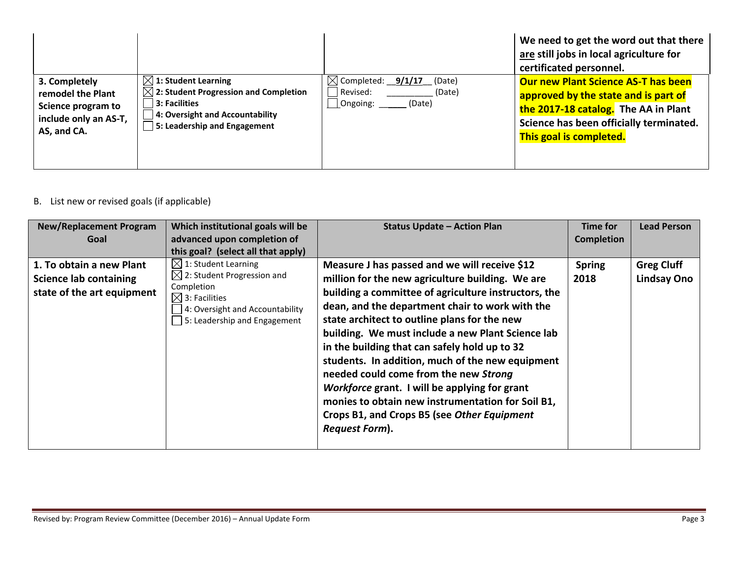| | | | |
|---|---|---|---|
| | | | **We need to get the word out that there <u>are</u> still jobs in local agriculture for certificated personnel.** |
| **3. Completely remodel the Plant Science program to include only an AS-T, AS, and CA.** | ☒ **1: Student Learning**<br>☒ **2: Student Progression and Completion**<br>☐ **3: Facilities**<br>☐ **4: Oversight and Accountability**<br>☐ **5: Leadership and Engagement** | ☒ Completed: __**9/1/17**__ (Date)<br>☐ Revised: __________ (Date)<br>☐ Ongoing: ______ (Date) | **Our new Plant Science AS-T has been approved by the state and is part of the 2017-18 catalog. The AA in Plant Science has been officially terminated. This goal is completed.** |

B. List new or revised goals (if applicable)

| New/Replacement Program Goal | Which institutional goals will be advanced upon completion of this goal? (select all that apply) | Status Update – Action Plan | Time for Completion | Lead Person |
|---|---|---|---|---|
| **1. To obtain a new Plant Science lab containing state of the art equipment** | ☒ 1: Student Learning<br>☒ 2: Student Progression and Completion<br>☒ 3: Facilities<br>☐ 4: Oversight and Accountability<br>☐ 5: Leadership and Engagement | **Measure J has passed and we will receive $12 million for the new agriculture building. We are building a committee of agriculture instructors, the dean, and the department chair to work with the state architect to outline plans for the new building. We must include a new Plant Science lab in the building that can safely hold up to 32 students. In addition, much of the new equipment needed could come from the new *Strong Workforce* grant. I will be applying for grant monies to obtain new instrumentation for Soil B1, Crops B1, and Crops B5 (see *Other Equipment Request Form*).** | **Spring 2018** | **Greg Cluff**<br>**Lindsay Ono** |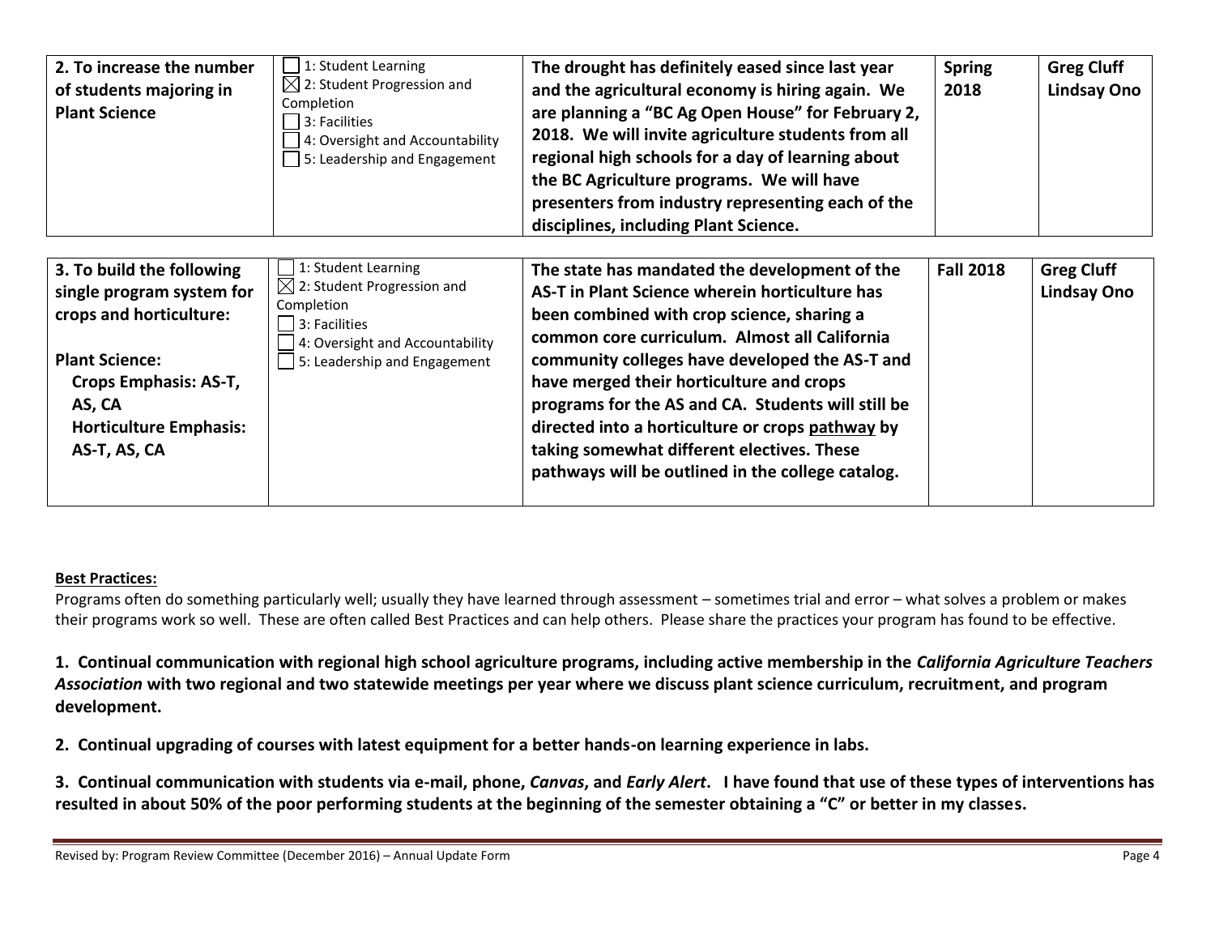| | | | | |
|---|---|---|---|---|
| **2. To increase the number of students majoring in Plant Science** | ☐ 1: Student Learning<br>☒ 2: Student Progression and Completion<br>☐ 3: Facilities<br>☐ 4: Oversight and Accountability<br>☐ 5: Leadership and Engagement | **The drought has definitely eased since last year and the agricultural economy is hiring again. We are planning a "BC Ag Open House" for February 2, 2018. We will invite agriculture students from all regional high schools for a day of learning about the BC Agriculture programs. We will have presenters from industry representing each of the disciplines, including Plant Science.** | **Spring 2018** | **Greg Cluff**<br>**Lindsay Ono** |

| | | | | |
|---|---|---|---|---|
| **3. To build the following single program system for crops and horticulture:**<br><br>**Plant Science:**<br>**Crops Emphasis: AS-T, AS, CA**<br>**Horticulture Emphasis: AS-T, AS, CA** | ☐ 1: Student Learning<br>☒ 2: Student Progression and Completion<br>☐ 3: Facilities<br>☐ 4: Oversight and Accountability<br>☐ 5: Leadership and Engagement | **The state has mandated the development of the AS-T in Plant Science wherein horticulture has been combined with crop science, sharing a common core curriculum. Almost all California community colleges have developed the AS-T and have merged their horticulture and crops programs for the AS and CA. Students will still be directed into a horticulture or crops pathway by taking somewhat different electives. These pathways will be outlined in the college catalog.** | **Fall 2018** | **Greg Cluff**<br>**Lindsay Ono** |

**Best Practices:**

Programs often do something particularly well; usually they have learned through assessment – sometimes trial and error – what solves a problem or makes their programs work so well. These are often called Best Practices and can help others. Please share the practices your program has found to be effective.

**1. Continual communication with regional high school agriculture programs, including active membership in the *California Agriculture Teachers Association* with two regional and two statewide meetings per year where we discuss plant science curriculum, recruitment, and program development.**

**2. Continual upgrading of courses with latest equipment for a better hands-on learning experience in labs.**

**3. Continual communication with students via e-mail, phone, *Canvas*, and *Early Alert*. I have found that use of these types of interventions has resulted in about 50% of the poor performing students at the beginning of the semester obtaining a "C" or better in my classes.**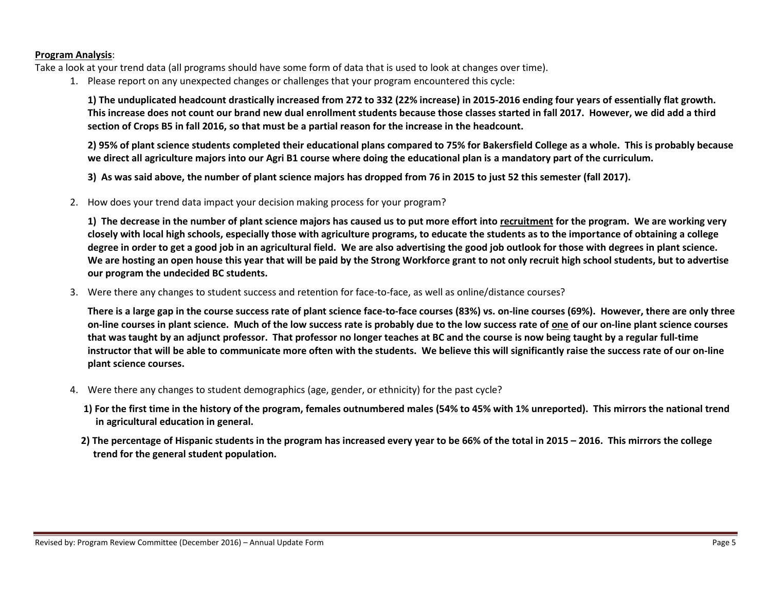**<u>Program Analysis</u>**:

Take a look at your trend data (all programs should have some form of data that is used to look at changes over time).

1. Please report on any unexpected changes or challenges that your program encountered this cycle:

   **1) The unduplicated headcount drastically increased from 272 to 332 (22% increase) in 2015-2016 ending four years of essentially flat growth. This increase does not count our brand new dual enrollment students because those classes started in fall 2017. However, we did add a third section of Crops B5 in fall 2016, so that must be a partial reason for the increase in the headcount.**

   **2) 95% of plant science students completed their educational plans compared to 75% for Bakersfield College as a whole. This is probably because we direct all agriculture majors into our Agri B1 course where doing the educational plan is a mandatory part of the curriculum.**

   **3) As was said above, the number of plant science majors has dropped from 76 in 2015 to just 52 this semester (fall 2017).**

2. How does your trend data impact your decision making process for your program?

   **1) The decrease in the number of plant science majors has caused us to put more effort into <u>recruitment</u> for the program. We are working very closely with local high schools, especially those with agriculture programs, to educate the students as to the importance of obtaining a college degree in order to get a good job in an agricultural field. We are also advertising the good job outlook for those with degrees in plant science. We are hosting an open house this year that will be paid by the Strong Workforce grant to not only recruit high school students, but to advertise our program the undecided BC students.**

3. Were there any changes to student success and retention for face-to-face, as well as online/distance courses?

   **There is a large gap in the course success rate of plant science face-to-face courses (83%) vs. on-line courses (69%). However, there are only three on-line courses in plant science. Much of the low success rate is probably due to the low success rate of <u>one</u> of our on-line plant science courses that was taught by an adjunct professor. That professor no longer teaches at BC and the course is now being taught by a regular full-time instructor that will be able to communicate more often with the students. We believe this will significantly raise the success rate of our on-line plant science courses.**

4. Were there any changes to student demographics (age, gender, or ethnicity) for the past cycle?

   **1) For the first time in the history of the program, females outnumbered males (54% to 45% with 1% unreported). This mirrors the national trend in agricultural education in general.**

   **2) The percentage of Hispanic students in the program has increased every year to be 66% of the total in 2015 – 2016. This mirrors the college trend for the general student population.**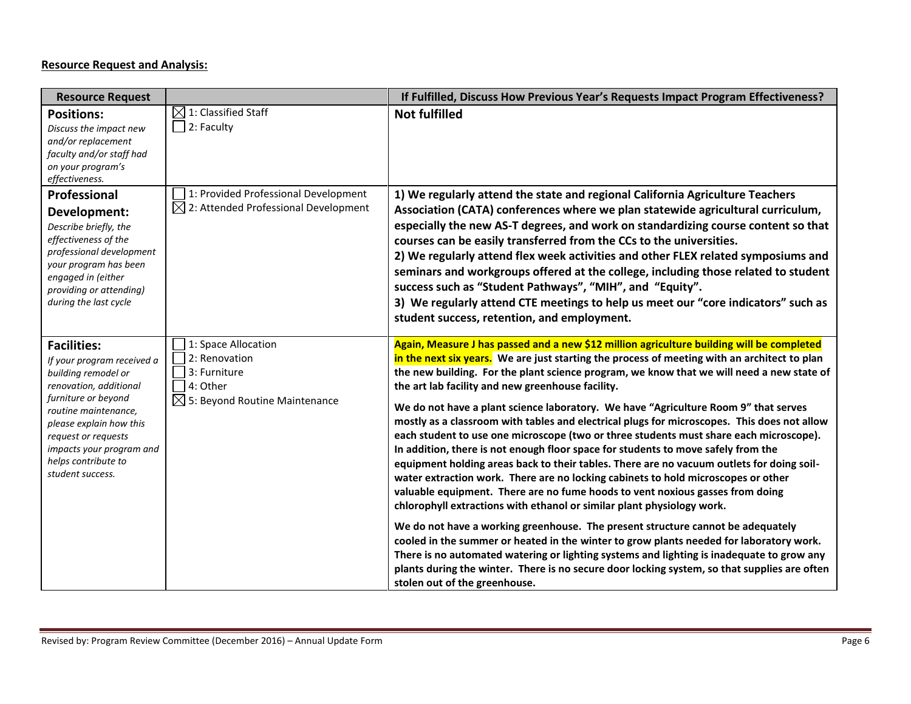**Resource Request and Analysis:**

| Resource Request | | If Fulfilled, Discuss How Previous Year's Requests Impact Program Effectiveness? |
|---|---|---|
| **Positions:** *Discuss the impact new and/or replacement faculty and/or staff had on your program's effectiveness.* | ☒ 1: Classified Staff<br>☐ 2: Faculty | **Not fulfilled** |
| **Professional Development:** *Describe briefly, the effectiveness of the professional development your program has been engaged in (either providing or attending) during the last cycle* | ☐ 1: Provided Professional Development<br>☒ 2: Attended Professional Development | **1) We regularly attend the state and regional California Agriculture Teachers Association (CATA) conferences where we plan statewide agricultural curriculum, especially the new AS-T degrees, and work on standardizing course content so that courses can be easily transferred from the CCs to the universities.**<br>**2) We regularly attend flex week activities and other FLEX related symposiums and seminars and workgroups offered at the college, including those related to student success such as "Student Pathways", "MIH", and "Equity".**<br>**3) We regularly attend CTE meetings to help us meet our "core indicators" such as student success, retention, and employment.** |
| **Facilities:** *If your program received a building remodel or renovation, additional furniture or beyond routine maintenance, please explain how this request or requests impacts your program and helps contribute to student success.* | ☐ 1: Space Allocation<br>☐ 2: Renovation<br>☐ 3: Furniture<br>☐ 4: Other<br>☒ 5: Beyond Routine Maintenance | **Again, Measure J has passed and a new $12 million agriculture building will be completed in the next six years. We are just starting the process of meeting with an architect to plan the new building. For the plant science program, we know that we will need a new state of the art lab facility and new greenhouse facility.**<br><br>**We do not have a plant science laboratory. We have "Agriculture Room 9" that serves mostly as a classroom with tables and electrical plugs for microscopes. This does not allow each student to use one microscope (two or three students must share each microscope). In addition, there is not enough floor space for students to move safely from the equipment holding areas back to their tables. There are no vacuum outlets for doing soil-water extraction work. There are no locking cabinets to hold microscopes or other valuable equipment. There are no fume hoods to vent noxious gasses from doing chlorophyll extractions with ethanol or similar plant physiology work.**<br><br>**We do not have a working greenhouse. The present structure cannot be adequately cooled in the summer or heated in the winter to grow plants needed for laboratory work. There is no automated watering or lighting systems and lighting is inadequate to grow any plants during the winter. There is no secure door locking system, so that supplies are often stolen out of the greenhouse.** |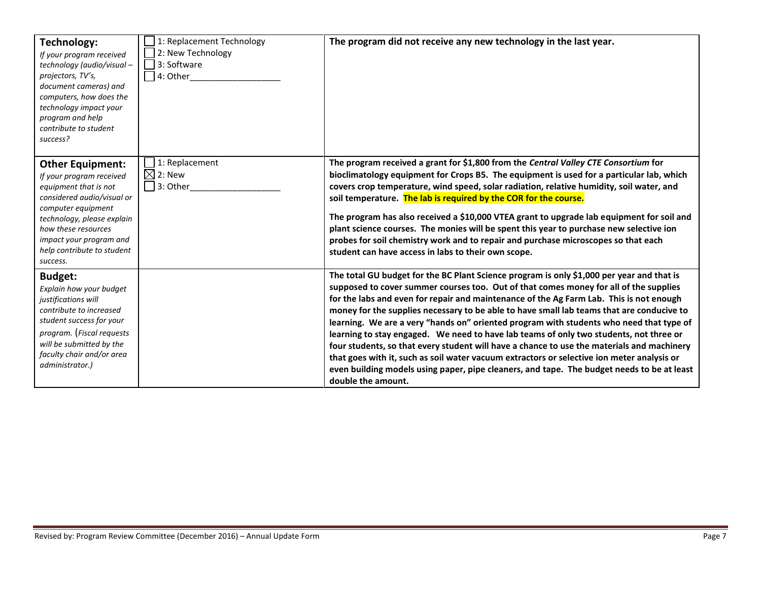| | | |
|---|---|---|
| **Technology:**<br>*If your program received technology (audio/visual – projectors, TV's, document cameras) and computers, how does the technology impact your program and help contribute to student success?* | ☐ 1: Replacement Technology<br>☐ 2: New Technology<br>☐ 3: Software<br>☐ 4: Other__________________ | **The program did not receive any new technology in the last year.** |
| **Other Equipment:**<br>*If your program received equipment that is not considered audio/visual or computer equipment technology, please explain how these resources impact your program and help contribute to student success.* | ☐ 1: Replacement<br>☒ 2: New<br>☐ 3: Other__________________ | **The program received a grant for $1,800 from the *Central Valley CTE Consortium* for bioclimatology equipment for Crops B5. The equipment is used for a particular lab, which covers crop temperature, wind speed, solar radiation, relative humidity, soil water, and soil temperature. The lab is required by the COR for the course.**<br><br>**The program has also received a $10,000 VTEA grant to upgrade lab equipment for soil and plant science courses. The monies will be spent this year to purchase new selective ion probes for soil chemistry work and to repair and purchase microscopes so that each student can have access in labs to their own scope.** |
| **Budget:**<br>*Explain how your budget justifications will contribute to increased student success for your program. (Fiscal requests will be submitted by the faculty chair and/or area administrator.)* | | **The total GU budget for the BC Plant Science program is only $1,000 per year and that is supposed to cover summer courses too. Out of that comes money for all of the supplies for the labs and even for repair and maintenance of the Ag Farm Lab. This is not enough money for the supplies necessary to be able to have small lab teams that are conducive to learning. We are a very "hands on" oriented program with students who need that type of learning to stay engaged. We need to have lab teams of only two students, not three or four students, so that every student will have a chance to use the materials and machinery that goes with it, such as soil water vacuum extractors or selective ion meter analysis or even building models using paper, pipe cleaners, and tape. The budget needs to be at least double the amount.** |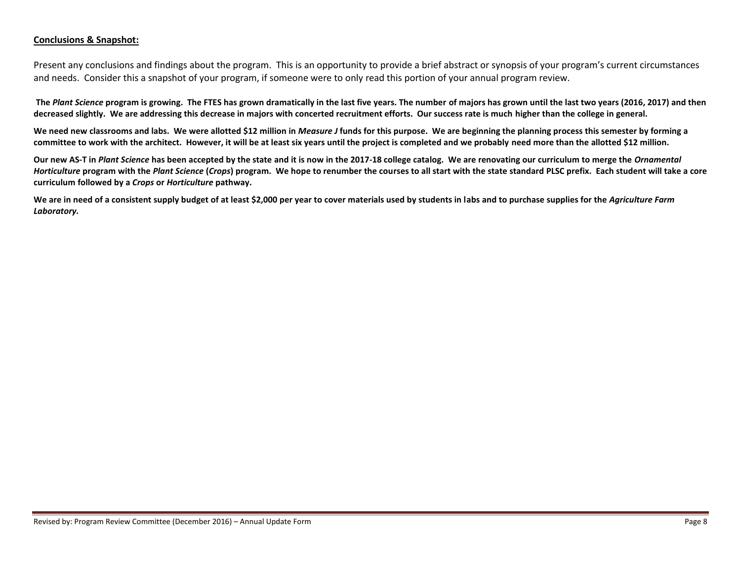**Conclusions & Snapshot:**

Present any conclusions and findings about the program. This is an opportunity to provide a brief abstract or synopsis of your program's current circumstances and needs. Consider this a snapshot of your program, if someone were to only read this portion of your annual program review.

**The *Plant Science* program is growing. The FTES has grown dramatically in the last five years. The number of majors has grown until the last two years (2016, 2017) and then decreased slightly. We are addressing this decrease in majors with concerted recruitment efforts. Our success rate is much higher than the college in general.**

**We need new classrooms and labs. We were allotted $12 million in *Measure J* funds for this purpose. We are beginning the planning process this semester by forming a committee to work with the architect. However, it will be at least six years until the project is completed and we probably need more than the allotted $12 million.**

**Our new AS-T in *Plant Science* has been accepted by the state and it is now in the 2017-18 college catalog. We are renovating our curriculum to merge the *Ornamental Horticulture* program with the *Plant Science* (*Crops*) program. We hope to renumber the courses to all start with the state standard PLSC prefix. Each student will take a core curriculum followed by a *Crops* or *Horticulture* pathway.**

**We are in need of a consistent supply budget of at least $2,000 per year to cover materials used by students in labs and to purchase supplies for the *Agriculture Farm Laboratory.***